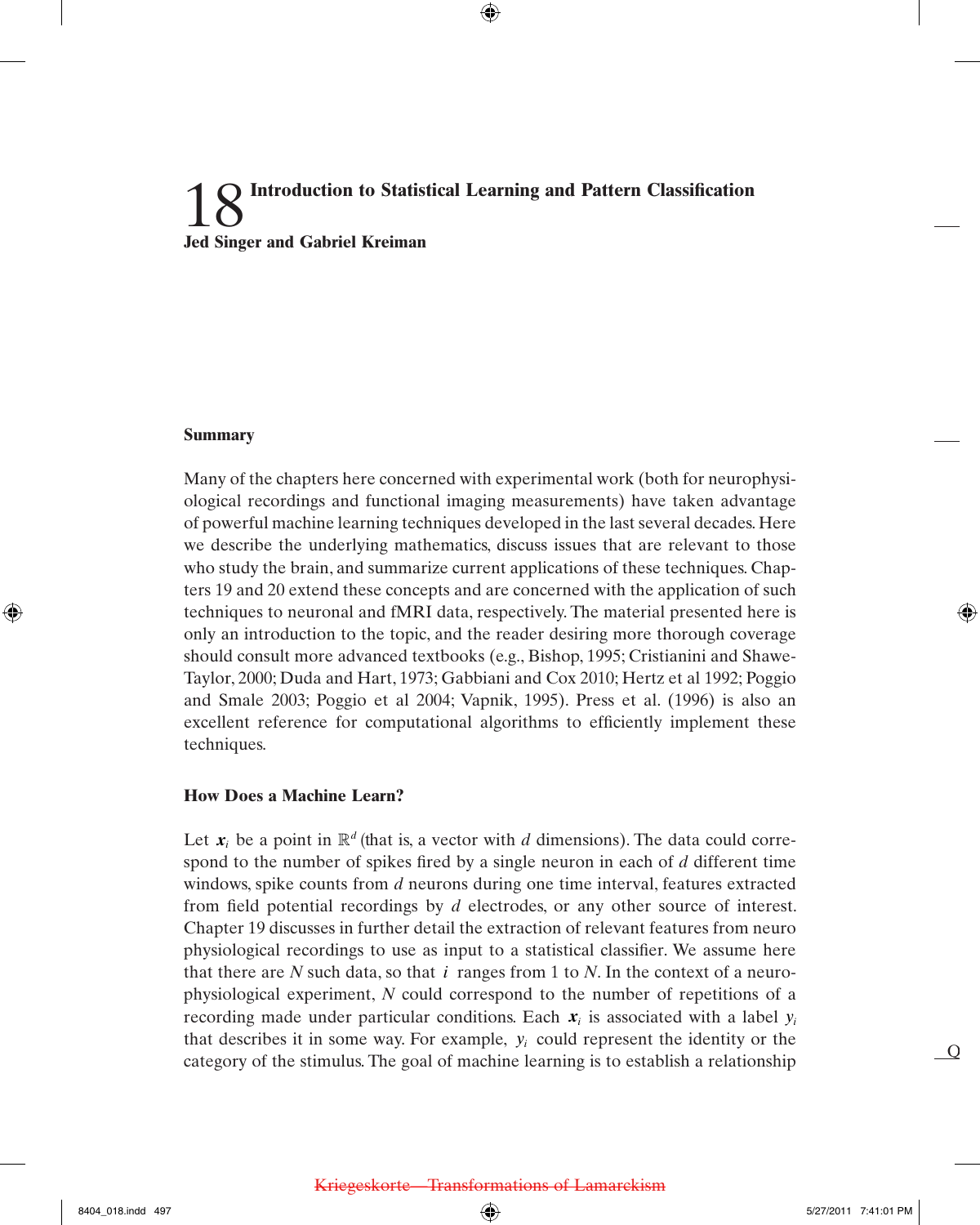# 18 Introduction to Statistical Learning and Pattern Classification

**Jed Singer and Gabriel Kreiman**

## Summary

Many of the chapters here concerned with experimental work (both for neurophysiological recordings and functional imaging measurements) have taken advantage of powerful machine learning techniques developed in the last several decades. Here we describe the underlying mathematics, discuss issues that are relevant to those who study the brain, and summarize current applications of these techniques. Chapters 19 and 20 extend these concepts and are concerned with the application of such techniques to neuronal and fMRI data, respectively. The material presented here is only an introduction to the topic, and the reader desiring more thorough coverage should consult more advanced textbooks (e.g., Bishop, 1995; Cristianini and Shawe-Taylor, 2000; Duda and Hart, 1973; Gabbiani and Cox 2010; Hertz et al 1992; Poggio and Smale 2003; Poggio et al 2004; Vapnik, 1995). Press et al. (1996) is also an excellent reference for computational algorithms to efficiently implement these techniques.

## How Does a Machine Learn?

Let $\boldsymbol{x}_i$ be a point in $\mathbb{R}^d$ (that is, a vector with $d$ dimensions). The data could correspond to the number of spikes fired by a single neuron in each of $d$ different time windows, spike counts from $d$ neurons during one time interval, features extracted from field potential recordings by $d$ electrodes, or any other source of interest. Chapter 19 discusses in further detail the extraction of relevant features from neuro physiological recordings to use as input to a statistical classifier. We assume here that there are $N$ such data, so that $i$ ranges from 1 to $N$. In the context of a neurophysiological experiment, $N$ could correspond to the number of repetitions of a recording made under particular conditions. Each $\boldsymbol{x}_i$ is associated with a label $y_i$ that describes it in some way. For example, $y_i$ could represent the identity or the category of the stimulus. The goal of machine learning is to establish a relationship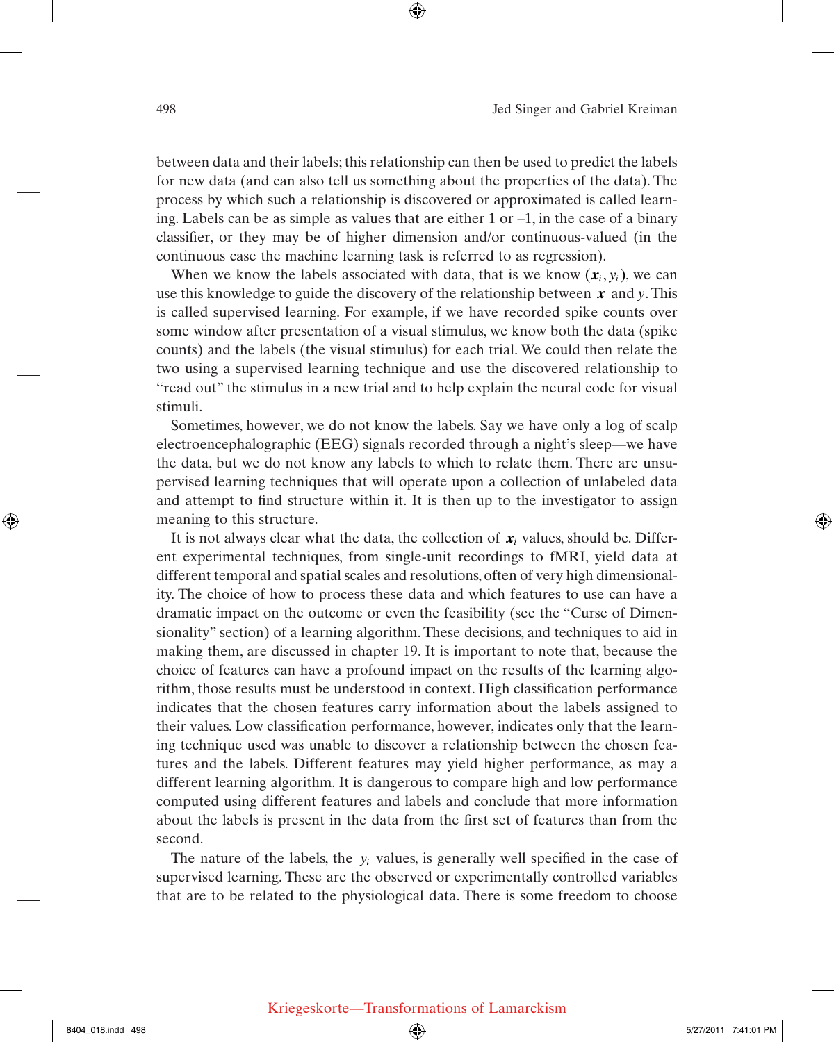between data and their labels; this relationship can then be used to predict the labels for new data (and can also tell us something about the properties of the data). The process by which such a relationship is discovered or approximated is called learning. Labels can be as simple as values that are either 1 or –1, in the case of a binary classifier, or they may be of higher dimension and/or continuous-valued (in the continuous case the machine learning task is referred to as regression).

When we know the labels associated with data, that is we know $(\boldsymbol{x}_i, y_i)$, we can use this knowledge to guide the discovery of the relationship between $\boldsymbol{x}$ and $y$. This is called supervised learning. For example, if we have recorded spike counts over some window after presentation of a visual stimulus, we know both the data (spike counts) and the labels (the visual stimulus) for each trial. We could then relate the two using a supervised learning technique and use the discovered relationship to "read out" the stimulus in a new trial and to help explain the neural code for visual stimuli.

Sometimes, however, we do not know the labels. Say we have only a log of scalp electroencephalographic (EEG) signals recorded through a night's sleep—we have the data, but we do not know any labels to which to relate them. There are unsupervised learning techniques that will operate upon a collection of unlabeled data and attempt to find structure within it. It is then up to the investigator to assign meaning to this structure.

It is not always clear what the data, the collection of $\boldsymbol{x}_i$ values, should be. Different experimental techniques, from single-unit recordings to fMRI, yield data at different temporal and spatial scales and resolutions, often of very high dimensionality. The choice of how to process these data and which features to use can have a dramatic impact on the outcome or even the feasibility (see the "Curse of Dimensionality" section) of a learning algorithm. These decisions, and techniques to aid in making them, are discussed in chapter 19. It is important to note that, because the choice of features can have a profound impact on the results of the learning algorithm, those results must be understood in context. High classification performance indicates that the chosen features carry information about the labels assigned to their values. Low classification performance, however, indicates only that the learning technique used was unable to discover a relationship between the chosen features and the labels. Different features may yield higher performance, as may a different learning algorithm. It is dangerous to compare high and low performance computed using different features and labels and conclude that more information about the labels is present in the data from the first set of features than from the second.

The nature of the labels, the $y_i$ values, is generally well specified in the case of supervised learning. These are the observed or experimentally controlled variables that are to be related to the physiological data. There is some freedom to choose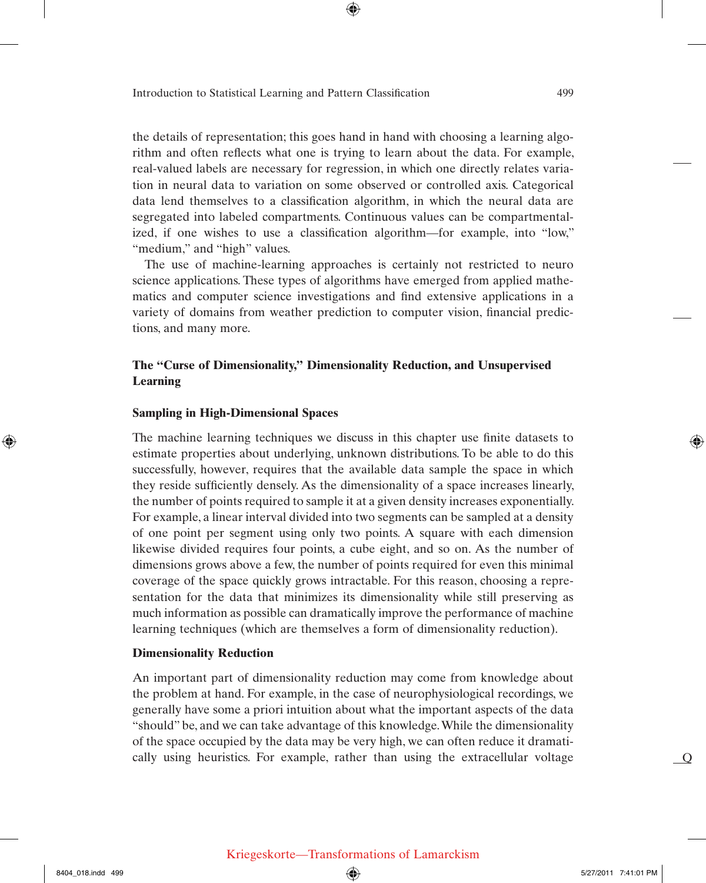the details of representation; this goes hand in hand with choosing a learning algorithm and often reflects what one is trying to learn about the data. For example, real-valued labels are necessary for regression, in which one directly relates variation in neural data to variation on some observed or controlled axis. Categorical data lend themselves to a classification algorithm, in which the neural data are segregated into labeled compartments. Continuous values can be compartmentalized, if one wishes to use a classification algorithm—for example, into "low," "medium," and "high" values.

The use of machine-learning approaches is certainly not restricted to neuro science applications. These types of algorithms have emerged from applied mathematics and computer science investigations and find extensive applications in a variety of domains from weather prediction to computer vision, financial predictions, and many more.

## The "Curse of Dimensionality," Dimensionality Reduction, and Unsupervised Learning

### Sampling in High-Dimensional Spaces

The machine learning techniques we discuss in this chapter use finite datasets to estimate properties about underlying, unknown distributions. To be able to do this successfully, however, requires that the available data sample the space in which they reside sufficiently densely. As the dimensionality of a space increases linearly, the number of points required to sample it at a given density increases exponentially. For example, a linear interval divided into two segments can be sampled at a density of one point per segment using only two points. A square with each dimension likewise divided requires four points, a cube eight, and so on. As the number of dimensions grows above a few, the number of points required for even this minimal coverage of the space quickly grows intractable. For this reason, choosing a representation for the data that minimizes its dimensionality while still preserving as much information as possible can dramatically improve the performance of machine learning techniques (which are themselves a form of dimensionality reduction).

### Dimensionality Reduction

An important part of dimensionality reduction may come from knowledge about the problem at hand. For example, in the case of neurophysiological recordings, we generally have some a priori intuition about what the important aspects of the data "should" be, and we can take advantage of this knowledge. While the dimensionality of the space occupied by the data may be very high, we can often reduce it dramatically using heuristics. For example, rather than using the extracellular voltage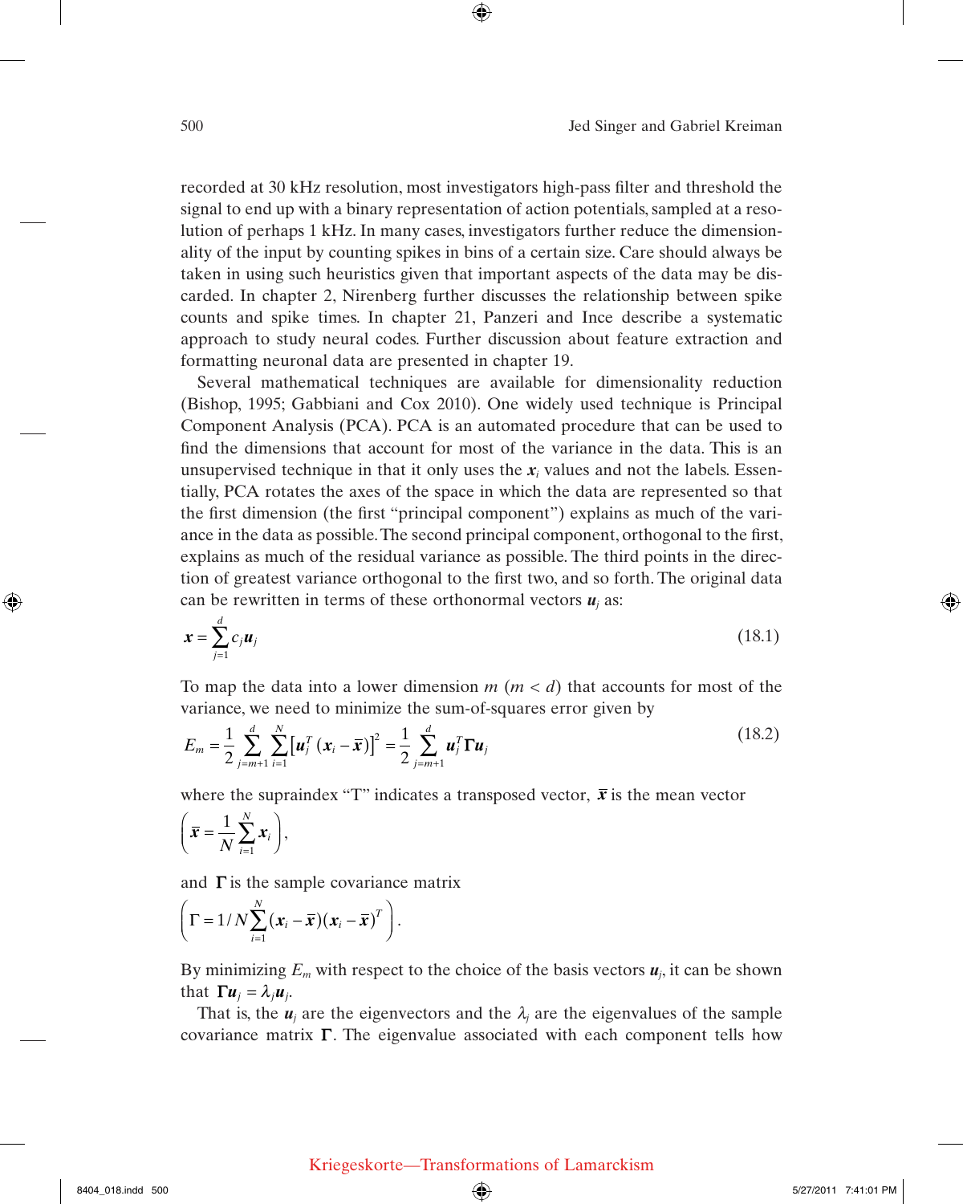recorded at 30 kHz resolution, most investigators high-pass filter and threshold the signal to end up with a binary representation of action potentials, sampled at a resolution of perhaps 1 kHz. In many cases, investigators further reduce the dimensionality of the input by counting spikes in bins of a certain size. Care should always be taken in using such heuristics given that important aspects of the data may be discarded. In chapter 2, Nirenberg further discusses the relationship between spike counts and spike times. In chapter 21, Panzeri and Ince describe a systematic approach to study neural codes. Further discussion about feature extraction and formatting neuronal data are presented in chapter 19.

Several mathematical techniques are available for dimensionality reduction (Bishop, 1995; Gabbiani and Cox 2010). One widely used technique is Principal Component Analysis (PCA). PCA is an automated procedure that can be used to find the dimensions that account for most of the variance in the data. This is an unsupervised technique in that it only uses the $\boldsymbol{x}_i$ values and not the labels. Essentially, PCA rotates the axes of the space in which the data are represented so that the first dimension (the first "principal component") explains as much of the variance in the data as possible. The second principal component, orthogonal to the first, explains as much of the residual variance as possible. The third points in the direction of greatest variance orthogonal to the first two, and so forth. The original data can be rewritten in terms of these orthonormal vectors $\boldsymbol{u}_j$ as:

$$\boldsymbol{x} = \sum_{j=1}^{d} c_j \boldsymbol{u}_j \tag{18.1}$$

To map the data into a lower dimension $m$ ($m < d$) that accounts for most of the variance, we need to minimize the sum-of-squares error given by

$$E_m = \frac{1}{2} \sum_{j=m+1}^{d} \sum_{i=1}^{N} \left[\boldsymbol{u}_j^T (\boldsymbol{x}_i - \bar{\boldsymbol{x}})\right]^2 = \frac{1}{2} \sum_{j=m+1}^{d} \boldsymbol{u}_j^T \boldsymbol{\Gamma} \boldsymbol{u}_j \tag{18.2}$$

where the supraindex "T" indicates a transposed vector, $\bar{\boldsymbol{x}}$ is the mean vector

$$\left(\bar{\boldsymbol{x}} = \frac{1}{N} \sum_{i=1}^{N} \boldsymbol{x}_i \right),$$

and $\boldsymbol{\Gamma}$ is the sample covariance matrix

$$\left(\Gamma = 1/N \sum_{i=1}^{N} (\boldsymbol{x}_i - \bar{\boldsymbol{x}})(\boldsymbol{x}_i - \bar{\boldsymbol{x}})^T \right).$$

By minimizing $E_m$ with respect to the choice of the basis vectors $\boldsymbol{u}_j$, it can be shown that $\boldsymbol{\Gamma} \boldsymbol{u}_j = \lambda_j \boldsymbol{u}_j$.

That is, the $\boldsymbol{u}_j$ are the eigenvectors and the $\lambda_j$ are the eigenvalues of the sample covariance matrix $\boldsymbol{\Gamma}$. The eigenvalue associated with each component tells how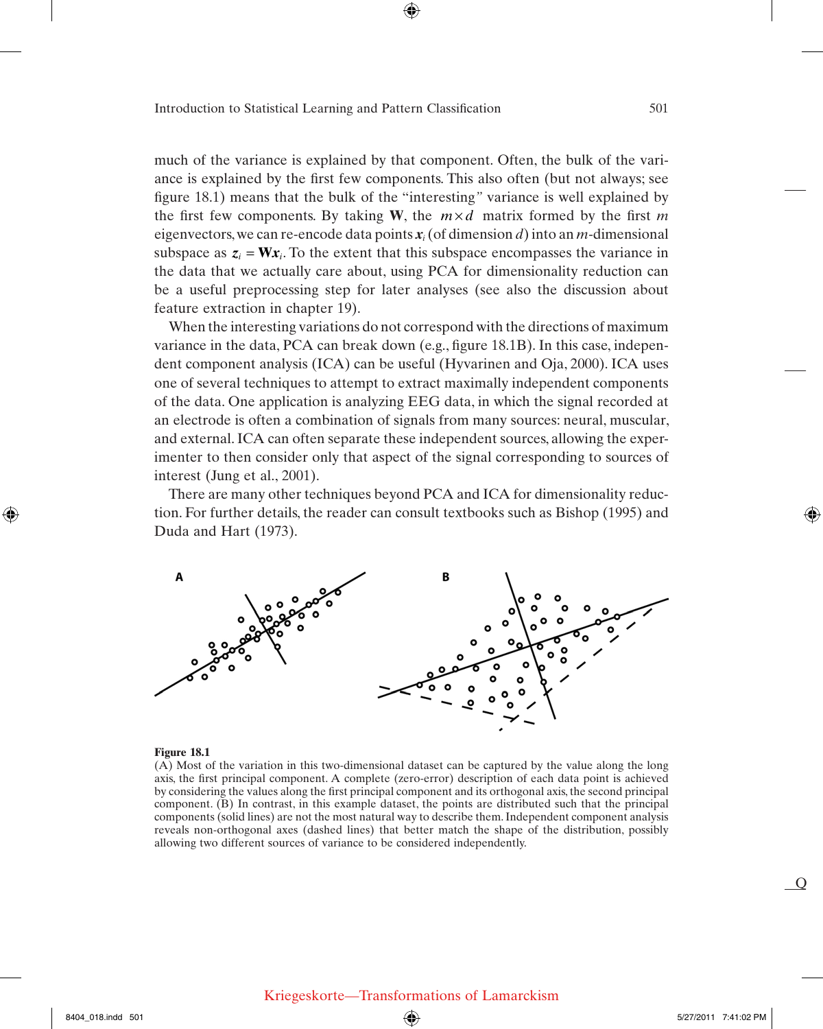much of the variance is explained by that component. Often, the bulk of the variance is explained by the first few components. This also often (but not always; see figure 18.1) means that the bulk of the "interesting" variance is well explained by the first few components. By taking $\mathbf{W}$, the $m \times d$ matrix formed by the first $m$ eigenvectors, we can re-encode data points $\boldsymbol{x}_i$ (of dimension $d$) into an $m$-dimensional subspace as $\boldsymbol{z}_i = \mathbf{W}\boldsymbol{x}_i$. To the extent that this subspace encompasses the variance in the data that we actually care about, using PCA for dimensionality reduction can be a useful preprocessing step for later analyses (see also the discussion about feature extraction in chapter 19).

When the interesting variations do not correspond with the directions of maximum variance in the data, PCA can break down (e.g., figure 18.1B). In this case, independent component analysis (ICA) can be useful (Hyvarinen and Oja, 2000). ICA uses one of several techniques to attempt to extract maximally independent components of the data. One application is analyzing EEG data, in which the signal recorded at an electrode is often a combination of signals from many sources: neural, muscular, and external. ICA can often separate these independent sources, allowing the experimenter to then consider only that aspect of the signal corresponding to sources of interest (Jung et al., 2001).

There are many other techniques beyond PCA and ICA for dimensionality reduction. For further details, the reader can consult textbooks such as Bishop (1995) and Duda and Hart (1973).

**Figure 18.1**
(A) Most of the variation in this two-dimensional dataset can be captured by the value along the long axis, the first principal component. A complete (zero-error) description of each data point is achieved by considering the values along the first principal component and its orthogonal axis, the second principal component. (B) In contrast, in this example dataset, the points are distributed such that the principal components (solid lines) are not the most natural way to describe them. Independent component analysis reveals non-orthogonal axes (dashed lines) that better match the shape of the distribution, possibly allowing two different sources of variance to be considered independently.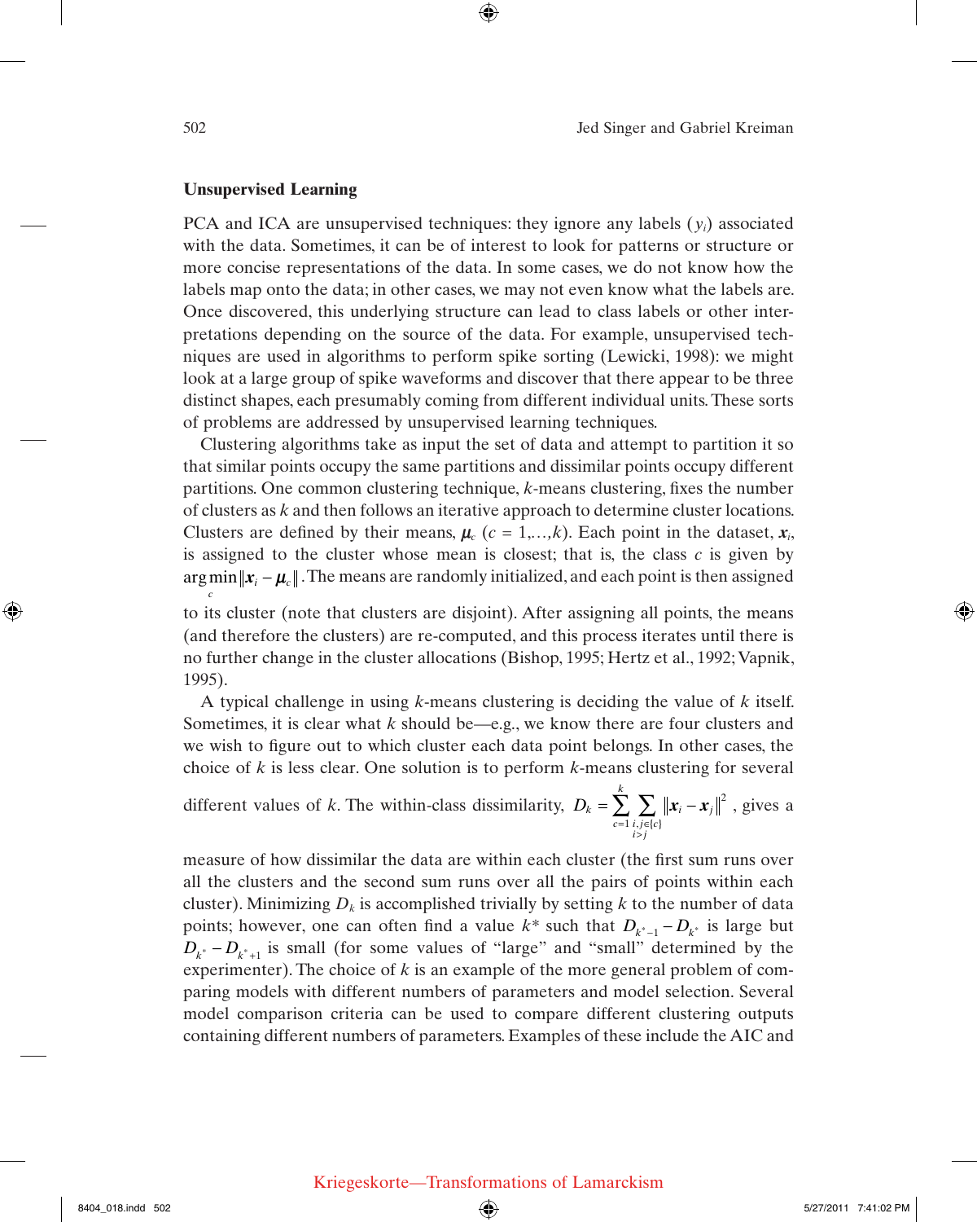### Unsupervised Learning

PCA and ICA are unsupervised techniques: they ignore any labels ($y_i$) associated with the data. Sometimes, it can be of interest to look for patterns or structure or more concise representations of the data. In some cases, we do not know how the labels map onto the data; in other cases, we may not even know what the labels are. Once discovered, this underlying structure can lead to class labels or other interpretations depending on the source of the data. For example, unsupervised techniques are used in algorithms to perform spike sorting (Lewicki, 1998): we might look at a large group of spike waveforms and discover that there appear to be three distinct shapes, each presumably coming from different individual units. These sorts of problems are addressed by unsupervised learning techniques.

Clustering algorithms take as input the set of data and attempt to partition it so that similar points occupy the same partitions and dissimilar points occupy different partitions. One common clustering technique, $k$-means clustering, fixes the number of clusters as $k$ and then follows an iterative approach to determine cluster locations. Clusters are defined by their means, $\boldsymbol{\mu}_c$ ($c = 1,\ldots,k$). Each point in the dataset, $\boldsymbol{x}_i$, is assigned to the cluster whose mean is closest; that is, the class $c$ is given by $\arg\min_c \|\boldsymbol{x}_i - \boldsymbol{\mu}_c\|$. The means are randomly initialized, and each point is then assigned to its cluster (note that clusters are disjoint). After assigning all points, the means (and therefore the clusters) are re-computed, and this process iterates until there is no further change in the cluster allocations (Bishop, 1995; Hertz et al., 1992; Vapnik, 1995).

A typical challenge in using $k$-means clustering is deciding the value of $k$ itself. Sometimes, it is clear what $k$ should be—e.g., we know there are four clusters and we wish to figure out to which cluster each data point belongs. In other cases, the choice of $k$ is less clear. One solution is to perform $k$-means clustering for several different values of $k$. The within-class dissimilarity, $D_k = \sum_{c=1}^{k} \sum_{\substack{i,j \in \{c\} \\ i>j}} \|\boldsymbol{x}_i - \boldsymbol{x}_j\|^2$, gives a measure of how dissimilar the data are within each cluster (the first sum runs over all the clusters and the second sum runs over all the pairs of points within each cluster). Minimizing $D_k$ is accomplished trivially by setting $k$ to the number of data points; however, one can often find a value $k^*$ such that $D_{k^*-1} - D_{k^*}$ is large but $D_{k^*} - D_{k^*+1}$ is small (for some values of "large" and "small" determined by the experimenter). The choice of $k$ is an example of the more general problem of comparing models with different numbers of parameters and model selection. Several model comparison criteria can be used to compare different clustering outputs containing different numbers of parameters. Examples of these include the AIC and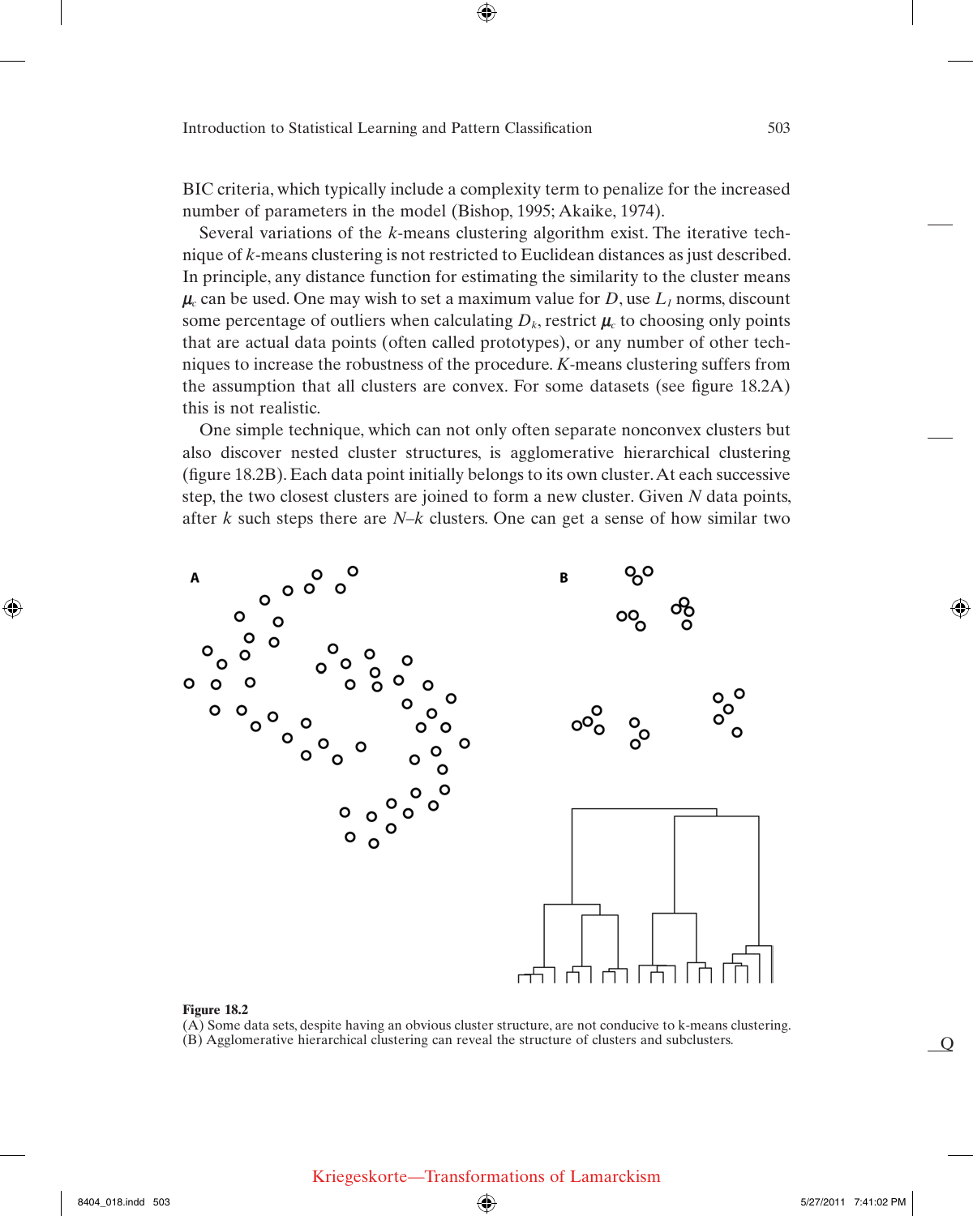BIC criteria, which typically include a complexity term to penalize for the increased number of parameters in the model (Bishop, 1995; Akaike, 1974).

Several variations of the *k*-means clustering algorithm exist. The iterative technique of *k*-means clustering is not restricted to Euclidean distances as just described. In principle, any distance function for estimating the similarity to the cluster means $\mu_c$ can be used. One may wish to set a maximum value for $D$, use $L_1$ norms, discount some percentage of outliers when calculating $D_k$, restrict $\mu_c$ to choosing only points that are actual data points (often called prototypes), or any number of other techniques to increase the robustness of the procedure. *K*-means clustering suffers from the assumption that all clusters are convex. For some datasets (see figure 18.2A) this is not realistic.

One simple technique, which can not only often separate nonconvex clusters but also discover nested cluster structures, is agglomerative hierarchical clustering (figure 18.2B). Each data point initially belongs to its own cluster. At each successive step, the two closest clusters are joined to form a new cluster. Given $N$ data points, after $k$ such steps there are $N$–$k$ clusters. One can get a sense of how similar two

**Figure 18.2**
(A) Some data sets, despite having an obvious cluster structure, are not conducive to k-means clustering. (B) Agglomerative hierarchical clustering can reveal the structure of clusters and subclusters.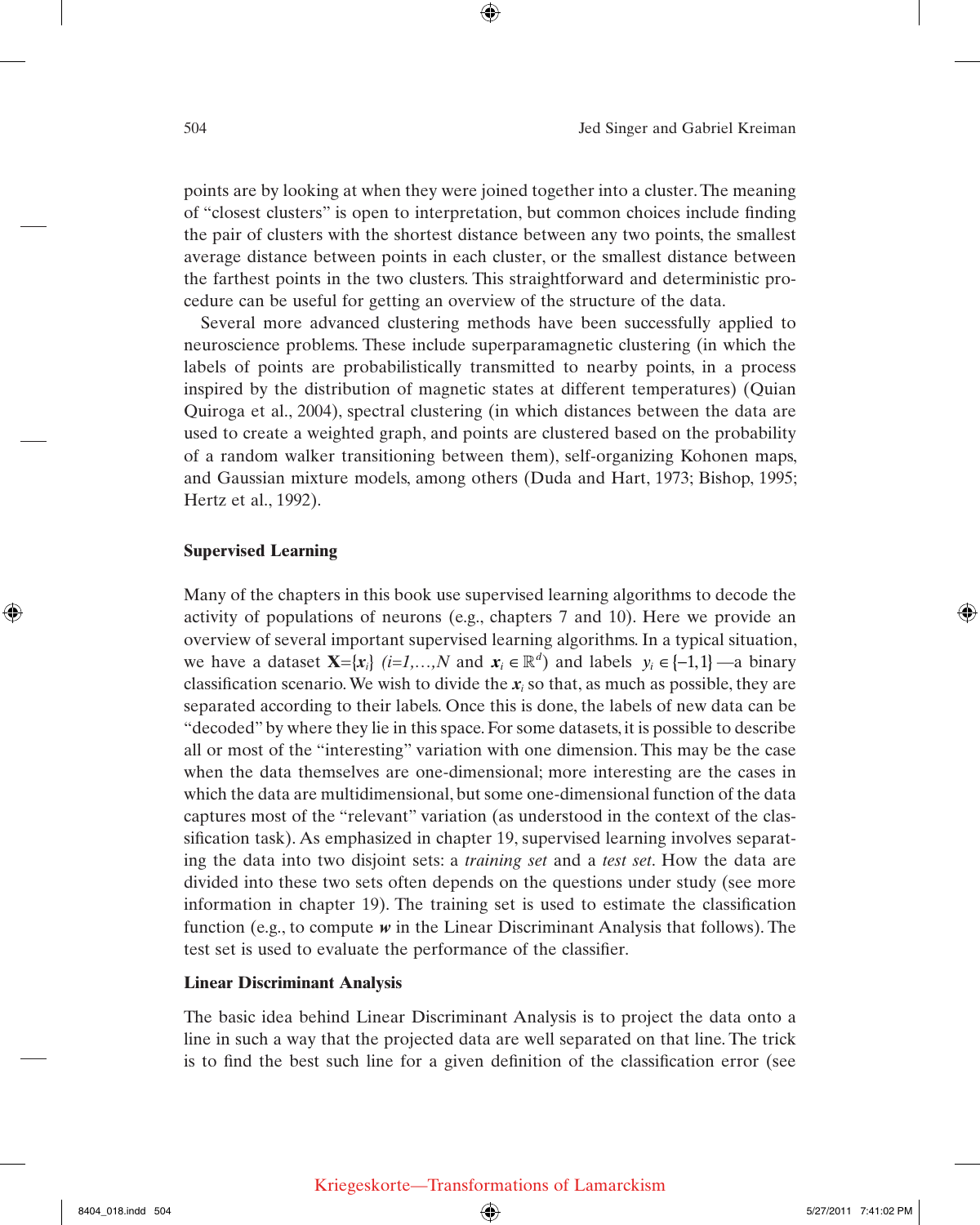points are by looking at when they were joined together into a cluster. The meaning of "closest clusters" is open to interpretation, but common choices include finding the pair of clusters with the shortest distance between any two points, the smallest average distance between points in each cluster, or the smallest distance between the farthest points in the two clusters. This straightforward and deterministic procedure can be useful for getting an overview of the structure of the data.

Several more advanced clustering methods have been successfully applied to neuroscience problems. These include superparamagnetic clustering (in which the labels of points are probabilistically transmitted to nearby points, in a process inspired by the distribution of magnetic states at different temperatures) (Quian Quiroga et al., 2004), spectral clustering (in which distances between the data are used to create a weighted graph, and points are clustered based on the probability of a random walker transitioning between them), self-organizing Kohonen maps, and Gaussian mixture models, among others (Duda and Hart, 1973; Bishop, 1995; Hertz et al., 1992).

## Supervised Learning

Many of the chapters in this book use supervised learning algorithms to decode the activity of populations of neurons (e.g., chapters 7 and 10). Here we provide an overview of several important supervised learning algorithms. In a typical situation, we have a dataset $\mathbf{X}=\{\boldsymbol{x}_i\}$ $(i=1,\ldots,N$ and $\boldsymbol{x}_i \in \mathbb{R}^d)$ and labels $y_i \in \{-1,1\}$—a binary classification scenario. We wish to divide the $\boldsymbol{x}_i$ so that, as much as possible, they are separated according to their labels. Once this is done, the labels of new data can be "decoded" by where they lie in this space. For some datasets, it is possible to describe all or most of the "interesting" variation with one dimension. This may be the case when the data themselves are one-dimensional; more interesting are the cases in which the data are multidimensional, but some one-dimensional function of the data captures most of the "relevant" variation (as understood in the context of the classification task). As emphasized in chapter 19, supervised learning involves separating the data into two disjoint sets: a *training set* and a *test set*. How the data are divided into these two sets often depends on the questions under study (see more information in chapter 19). The training set is used to estimate the classification function (e.g., to compute $\boldsymbol{w}$ in the Linear Discriminant Analysis that follows). The test set is used to evaluate the performance of the classifier.

### Linear Discriminant Analysis

The basic idea behind Linear Discriminant Analysis is to project the data onto a line in such a way that the projected data are well separated on that line. The trick is to find the best such line for a given definition of the classification error (see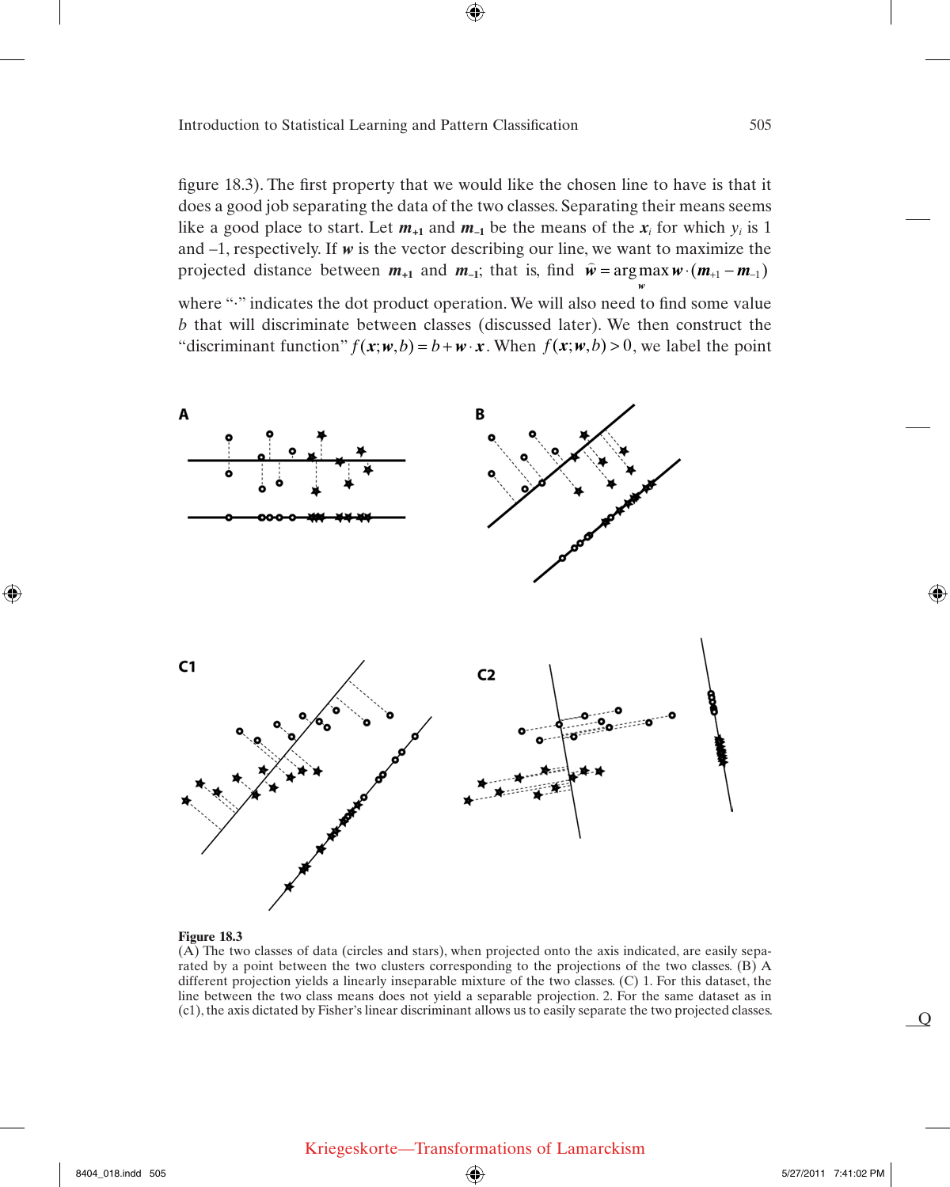figure 18.3). The first property that we would like the chosen line to have is that it does a good job separating the data of the two classes. Separating their means seems like a good place to start. Let $\boldsymbol{m}_{+1}$ and $\boldsymbol{m}_{-1}$ be the means of the $\boldsymbol{x}_i$ for which $y_i$ is 1 and –1, respectively. If $\boldsymbol{w}$ is the vector describing our line, we want to maximize the projected distance between $\boldsymbol{m}_{+1}$ and $\boldsymbol{m}_{-1}$; that is, find $\hat{\boldsymbol{w}} = \arg\max_{\boldsymbol{w}} \boldsymbol{w} \cdot (\boldsymbol{m}_{+1} - \boldsymbol{m}_{-1})$ where "·" indicates the dot product operation. We will also need to find some value $b$ that will discriminate between classes (discussed later). We then construct the "discriminant function" $f(\boldsymbol{x}; \boldsymbol{w}, b) = b + \boldsymbol{w} \cdot \boldsymbol{x}$. When $f(\boldsymbol{x}; \boldsymbol{w}, b) > 0$, we label the point

**Figure 18.3**
(A) The two classes of data (circles and stars), when projected onto the axis indicated, are easily separated by a point between the two clusters corresponding to the projections of the two classes. (B) A different projection yields a linearly inseparable mixture of the two classes. (C) 1. For this dataset, the line between the two class means does not yield a separable projection. 2. For the same dataset as in (c1), the axis dictated by Fisher's linear discriminant allows us to easily separate the two projected classes.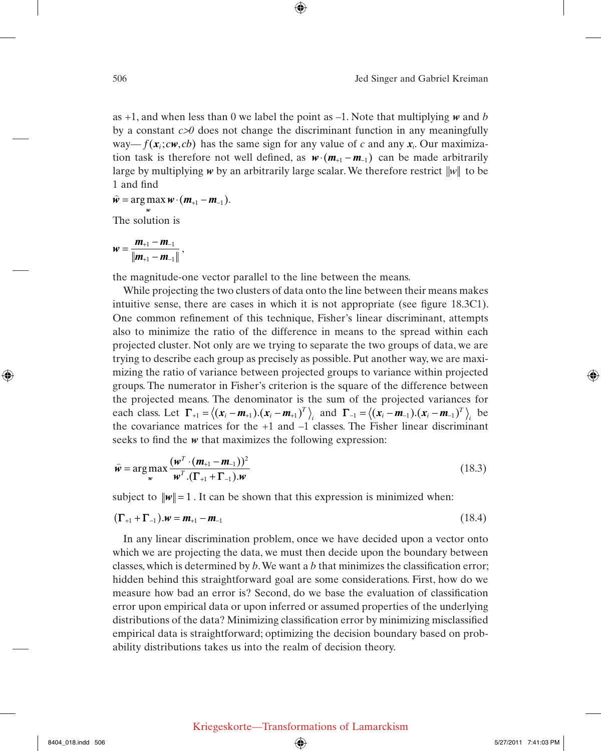as +1, and when less than 0 we label the point as –1. Note that multiplying $\boldsymbol{w}$ and $b$ by a constant $c>0$ does not change the discriminant function in any meaningfully way— $f(\boldsymbol{x}_i; c\boldsymbol{w}, cb)$ has the same sign for any value of $c$ and any $\boldsymbol{x}_i$. Our maximization task is therefore not well defined, as $\boldsymbol{w} \cdot (\boldsymbol{m}_{+1} - \boldsymbol{m}_{-1})$ can be made arbitrarily large by multiplying $\boldsymbol{w}$ by an arbitrarily large scalar. We therefore restrict $\|w\|$ to be 1 and find

$$\hat{\boldsymbol{w}} = \arg\max_{\boldsymbol{w}} \boldsymbol{w} \cdot (\boldsymbol{m}_{+1} - \boldsymbol{m}_{-1}).$$

The solution is

$$\boldsymbol{w} = \frac{\boldsymbol{m}_{+1} - \boldsymbol{m}_{-1}}{\|\boldsymbol{m}_{+1} - \boldsymbol{m}_{-1}\|},$$

the magnitude-one vector parallel to the line between the means.

While projecting the two clusters of data onto the line between their means makes intuitive sense, there are cases in which it is not appropriate (see figure 18.3C1). One common refinement of this technique, Fisher's linear discriminant, attempts also to minimize the ratio of the difference in means to the spread within each projected cluster. Not only are we trying to separate the two groups of data, we are trying to describe each group as precisely as possible. Put another way, we are maximizing the ratio of variance between projected groups to variance within projected groups. The numerator in Fisher's criterion is the square of the difference between the projected means. The denominator is the sum of the projected variances for each class. Let $\boldsymbol{\Gamma}_{+1} = \langle (\boldsymbol{x}_i - \boldsymbol{m}_{+1}).(\boldsymbol{x}_i - \boldsymbol{m}_{+1})^T \rangle_i$ and $\boldsymbol{\Gamma}_{-1} = \langle (\boldsymbol{x}_i - \boldsymbol{m}_{-1}).(\boldsymbol{x}_i - \boldsymbol{m}_{-1})^T \rangle_i$ be the covariance matrices for the +1 and –1 classes. The Fisher linear discriminant seeks to find the $\boldsymbol{w}$ that maximizes the following expression:

$$\hat{\boldsymbol{w}} = \arg\max_{\boldsymbol{w}} \frac{(\boldsymbol{w}^T \cdot (\boldsymbol{m}_{+1} - \boldsymbol{m}_{-1}))^2}{\boldsymbol{w}^T.(\boldsymbol{\Gamma}_{+1} + \boldsymbol{\Gamma}_{-1}).\boldsymbol{w}} \tag{18.3}$$

subject to $\|\boldsymbol{w}\| = 1$. It can be shown that this expression is minimized when:

$$(\boldsymbol{\Gamma}_{+1} + \boldsymbol{\Gamma}_{-1}).\boldsymbol{w} = \boldsymbol{m}_{+1} - \boldsymbol{m}_{-1} \tag{18.4}$$

In any linear discrimination problem, once we have decided upon a vector onto which we are projecting the data, we must then decide upon the boundary between classes, which is determined by $b$. We want a $b$ that minimizes the classification error; hidden behind this straightforward goal are some considerations. First, how do we measure how bad an error is? Second, do we base the evaluation of classification error upon empirical data or upon inferred or assumed properties of the underlying distributions of the data? Minimizing classification error by minimizing misclassified empirical data is straightforward; optimizing the decision boundary based on probability distributions takes us into the realm of decision theory.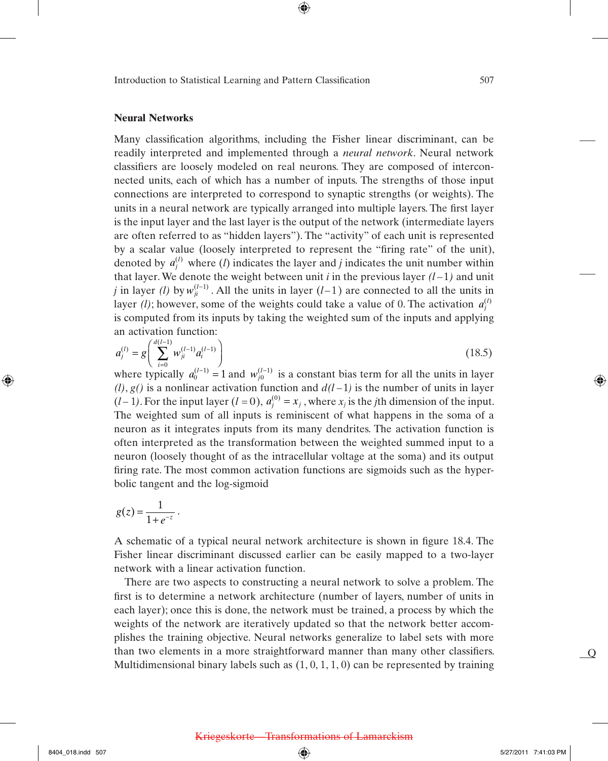**Neural Networks**

Many classification algorithms, including the Fisher linear discriminant, can be readily interpreted and implemented through a *neural network*. Neural network classifiers are loosely modeled on real neurons. They are composed of interconnected units, each of which has a number of inputs. The strengths of those input connections are interpreted to correspond to synaptic strengths (or weights). The units in a neural network are typically arranged into multiple layers. The first layer is the input layer and the last layer is the output of the network (intermediate layers are often referred to as "hidden layers"). The "activity" of each unit is represented by a scalar value (loosely interpreted to represent the "firing rate" of the unit), denoted by $a_j^{(l)}$ where $(l)$ indicates the layer and $j$ indicates the unit number within that layer. We denote the weight between unit $i$ in the previous layer $(l-1)$ and unit $j$ in layer $(l)$ by $w_{ji}^{(l-1)}$. All the units in layer $(l-1)$ are connected to all the units in layer $(l)$; however, some of the weights could take a value of 0. The activation $a_j^{(l)}$ is computed from its inputs by taking the weighted sum of the inputs and applying an activation function:

$$a_j^{(l)} = g\left(\sum_{i=0}^{d(l-1)} w_{ji}^{(l-1)} a_i^{(l-1)}\right) \tag{18.5}$$

where typically $a_0^{(l-1)} = 1$ and $w_{j0}^{(l-1)}$ is a constant bias term for all the units in layer $(l)$, $g()$ is a nonlinear activation function and $d(l-1)$ is the number of units in layer $(l-1)$. For the input layer $(l=0)$, $a_j^{(0)} = x_j$, where $x_j$ is the $j$th dimension of the input. The weighted sum of all inputs is reminiscent of what happens in the soma of a neuron as it integrates inputs from its many dendrites. The activation function is often interpreted as the transformation between the weighted summed input to a neuron (loosely thought of as the intracellular voltage at the soma) and its output firing rate. The most common activation functions are sigmoids such as the hyperbolic tangent and the log-sigmoid

$$g(z) = \frac{1}{1+e^{-z}}.$$

A schematic of a typical neural network architecture is shown in figure 18.4. The Fisher linear discriminant discussed earlier can be easily mapped to a two-layer network with a linear activation function.

There are two aspects to constructing a neural network to solve a problem. The first is to determine a network architecture (number of layers, number of units in each layer); once this is done, the network must be trained, a process by which the weights of the network are iteratively updated so that the network better accomplishes the training objective. Neural networks generalize to label sets with more than two elements in a more straightforward manner than many other classifiers. Multidimensional binary labels such as (1, 0, 1, 1, 0) can be represented by training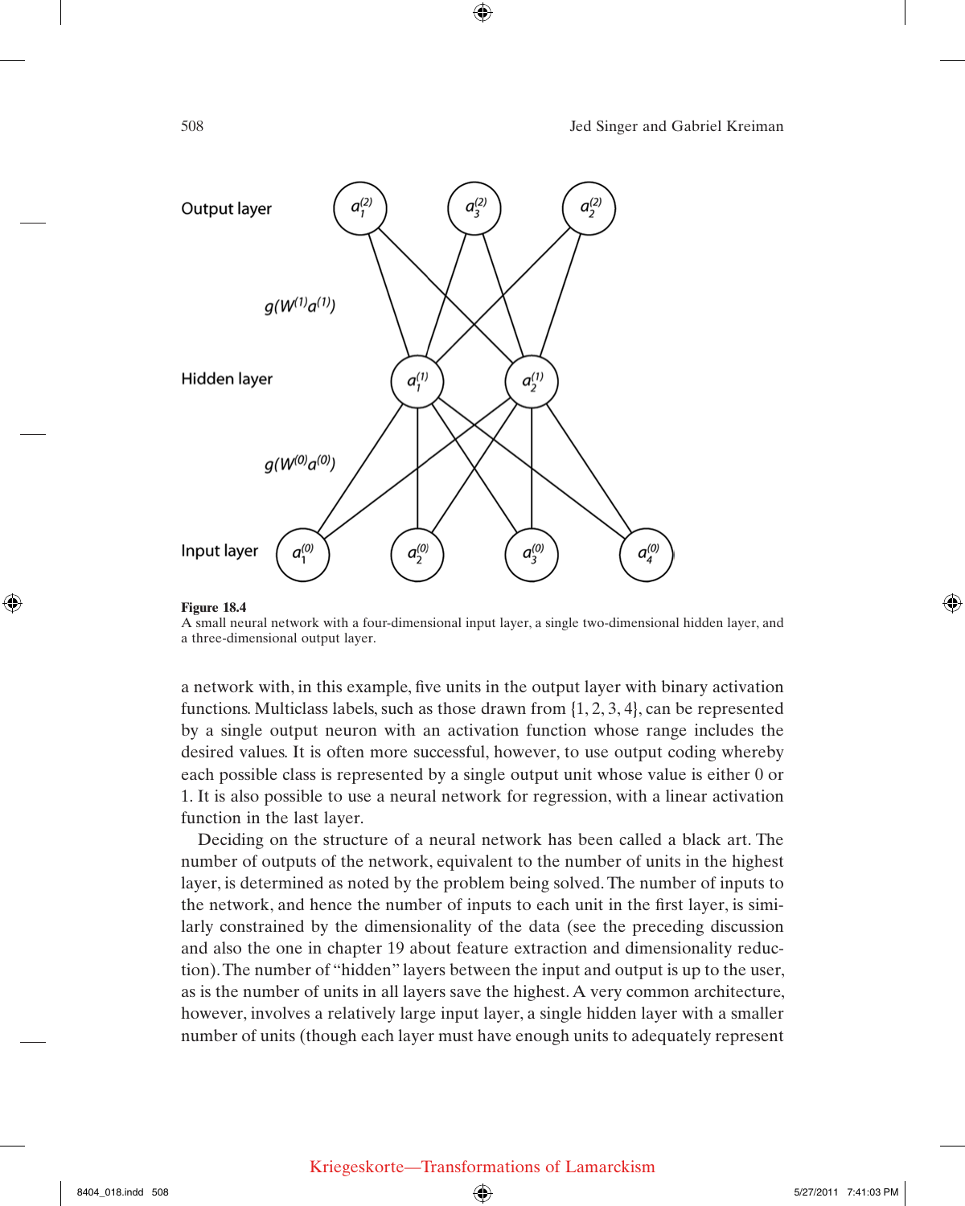**Figure 18.4**
A small neural network with a four-dimensional input layer, a single two-dimensional hidden layer, and a three-dimensional output layer.

a network with, in this example, five units in the output layer with binary activation functions. Multiclass labels, such as those drawn from {1, 2, 3, 4}, can be represented by a single output neuron with an activation function whose range includes the desired values. It is often more successful, however, to use output coding whereby each possible class is represented by a single output unit whose value is either 0 or 1. It is also possible to use a neural network for regression, with a linear activation function in the last layer.

Deciding on the structure of a neural network has been called a black art. The number of outputs of the network, equivalent to the number of units in the highest layer, is determined as noted by the problem being solved. The number of inputs to the network, and hence the number of inputs to each unit in the first layer, is similarly constrained by the dimensionality of the data (see the preceding discussion and also the one in chapter 19 about feature extraction and dimensionality reduction). The number of "hidden" layers between the input and output is up to the user, as is the number of units in all layers save the highest. A very common architecture, however, involves a relatively large input layer, a single hidden layer with a smaller number of units (though each layer must have enough units to adequately represent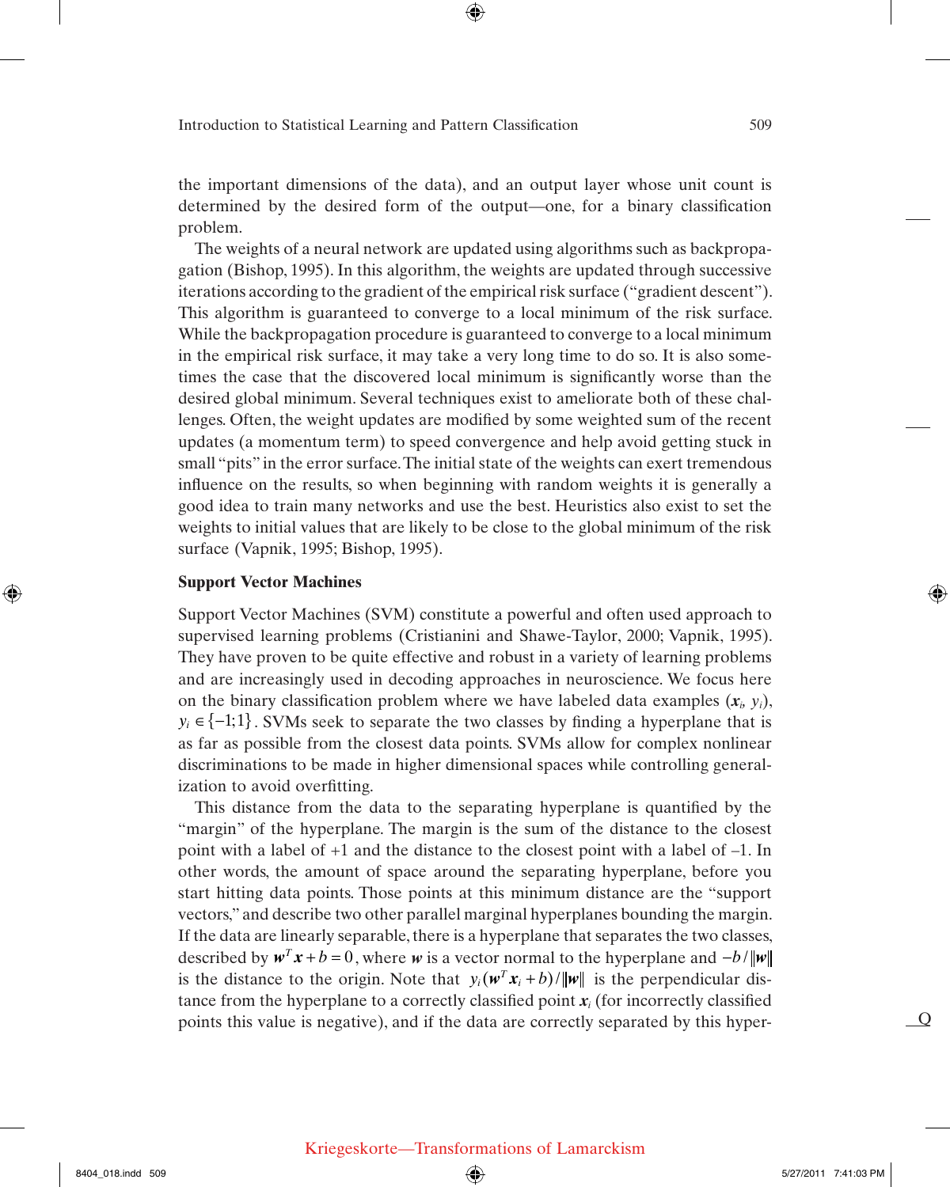the important dimensions of the data), and an output layer whose unit count is determined by the desired form of the output—one, for a binary classification problem.

The weights of a neural network are updated using algorithms such as backpropagation (Bishop, 1995). In this algorithm, the weights are updated through successive iterations according to the gradient of the empirical risk surface ("gradient descent"). This algorithm is guaranteed to converge to a local minimum of the risk surface. While the backpropagation procedure is guaranteed to converge to a local minimum in the empirical risk surface, it may take a very long time to do so. It is also sometimes the case that the discovered local minimum is significantly worse than the desired global minimum. Several techniques exist to ameliorate both of these challenges. Often, the weight updates are modified by some weighted sum of the recent updates (a momentum term) to speed convergence and help avoid getting stuck in small "pits" in the error surface. The initial state of the weights can exert tremendous influence on the results, so when beginning with random weights it is generally a good idea to train many networks and use the best. Heuristics also exist to set the weights to initial values that are likely to be close to the global minimum of the risk surface (Vapnik, 1995; Bishop, 1995).

**Support Vector Machines**

Support Vector Machines (SVM) constitute a powerful and often used approach to supervised learning problems (Cristianini and Shawe-Taylor, 2000; Vapnik, 1995). They have proven to be quite effective and robust in a variety of learning problems and are increasingly used in decoding approaches in neuroscience. We focus here on the binary classification problem where we have labeled data examples ($\boldsymbol{x}_i$, $y_i$), $y_i \in \{-1;1\}$. SVMs seek to separate the two classes by finding a hyperplane that is as far as possible from the closest data points. SVMs allow for complex nonlinear discriminations to be made in higher dimensional spaces while controlling generalization to avoid overfitting.

This distance from the data to the separating hyperplane is quantified by the "margin" of the hyperplane. The margin is the sum of the distance to the closest point with a label of +1 and the distance to the closest point with a label of –1. In other words, the amount of space around the separating hyperplane, before you start hitting data points. Those points at this minimum distance are the "support vectors," and describe two other parallel marginal hyperplanes bounding the margin. If the data are linearly separable, there is a hyperplane that separates the two classes, described by $\boldsymbol{w}^T\boldsymbol{x} + b = 0$, where $\boldsymbol{w}$ is a vector normal to the hyperplane and $-b/\|\boldsymbol{w}\|$ is the distance to the origin. Note that $y_i(\boldsymbol{w}^T\boldsymbol{x}_i + b)/\|\boldsymbol{w}\|$ is the perpendicular distance from the hyperplane to a correctly classified point $\boldsymbol{x}_i$ (for incorrectly classified points this value is negative), and if the data are correctly separated by this hyper-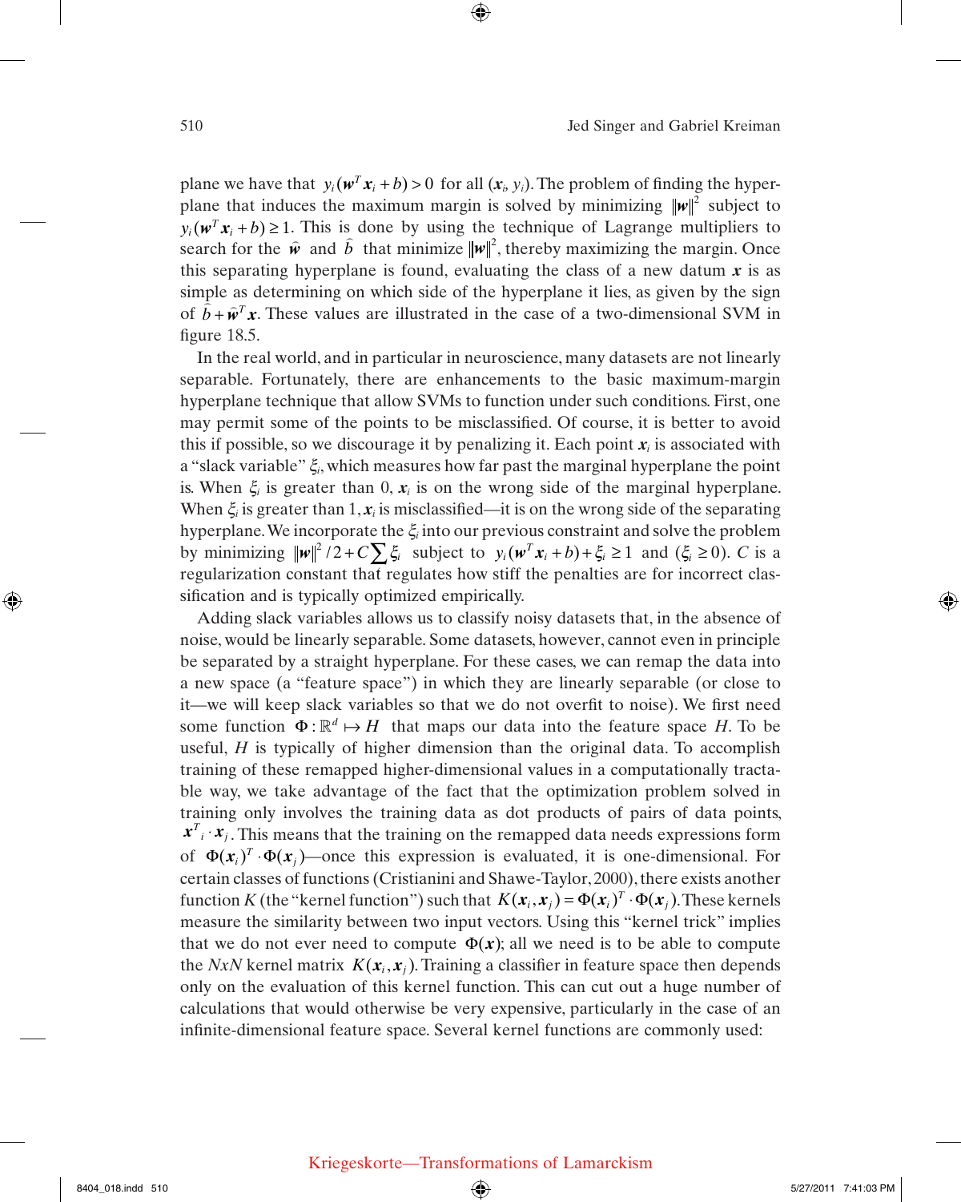plane we have that $y_i(\boldsymbol{w}^T\boldsymbol{x}_i + b) > 0$ for all $(\boldsymbol{x}_i, y_i)$. The problem of finding the hyperplane that induces the maximum margin is solved by minimizing $\|\boldsymbol{w}\|^2$ subject to $y_i(\boldsymbol{w}^T\boldsymbol{x}_i + b) \geq 1$. This is done by using the technique of Lagrange multipliers to search for the $\hat{\boldsymbol{w}}$ and $\hat{b}$ that minimize $\|\boldsymbol{w}\|^2$, thereby maximizing the margin. Once this separating hyperplane is found, evaluating the class of a new datum $\boldsymbol{x}$ is as simple as determining on which side of the hyperplane it lies, as given by the sign of $\hat{b} + \hat{\boldsymbol{w}}^T\boldsymbol{x}$. These values are illustrated in the case of a two-dimensional SVM in figure 18.5.

In the real world, and in particular in neuroscience, many datasets are not linearly separable. Fortunately, there are enhancements to the basic maximum-margin hyperplane technique that allow SVMs to function under such conditions. First, one may permit some of the points to be misclassified. Of course, it is better to avoid this if possible, so we discourage it by penalizing it. Each point $\boldsymbol{x}_i$ is associated with a "slack variable" $\xi_i$, which measures how far past the marginal hyperplane the point is. When $\xi_i$ is greater than 0, $\boldsymbol{x}_i$ is on the wrong side of the marginal hyperplane. When $\xi_i$ is greater than 1, $\boldsymbol{x}_i$ is misclassified—it is on the wrong side of the separating hyperplane. We incorporate the $\xi_i$ into our previous constraint and solve the problem by minimizing $\|\boldsymbol{w}\|^2/2 + C\sum \xi_i$ subject to $y_i(\boldsymbol{w}^T\boldsymbol{x}_i + b) + \xi_i \geq 1$ and $(\xi_i \geq 0)$. $C$ is a regularization constant that regulates how stiff the penalties are for incorrect classification and is typically optimized empirically.

Adding slack variables allows us to classify noisy datasets that, in the absence of noise, would be linearly separable. Some datasets, however, cannot even in principle be separated by a straight hyperplane. For these cases, we can remap the data into a new space (a "feature space") in which they are linearly separable (or close to it—we will keep slack variables so that we do not overfit to noise). We first need some function $\Phi : \mathbb{R}^d \mapsto H$ that maps our data into the feature space $H$. To be useful, $H$ is typically of higher dimension than the original data. To accomplish training of these remapped higher-dimensional values in a computationally tractable way, we take advantage of the fact that the optimization problem solved in training only involves the training data as dot products of pairs of data points, $\boldsymbol{x}^T_i \cdot \boldsymbol{x}_j$. This means that the training on the remapped data needs expressions form of $\Phi(\boldsymbol{x}_i)^T \cdot \Phi(\boldsymbol{x}_j)$—once this expression is evaluated, it is one-dimensional. For certain classes of functions (Cristianini and Shawe-Taylor, 2000), there exists another function $K$ (the "kernel function") such that $K(\boldsymbol{x}_i, \boldsymbol{x}_j) = \Phi(\boldsymbol{x}_i)^T \cdot \Phi(\boldsymbol{x}_j)$. These kernels measure the similarity between two input vectors. Using this "kernel trick" implies that we do not ever need to compute $\Phi(\boldsymbol{x})$; all we need is to be able to compute the $NxN$ kernel matrix $K(\boldsymbol{x}_i, \boldsymbol{x}_j)$. Training a classifier in feature space then depends only on the evaluation of this kernel function. This can cut out a huge number of calculations that would otherwise be very expensive, particularly in the case of an infinite-dimensional feature space. Several kernel functions are commonly used: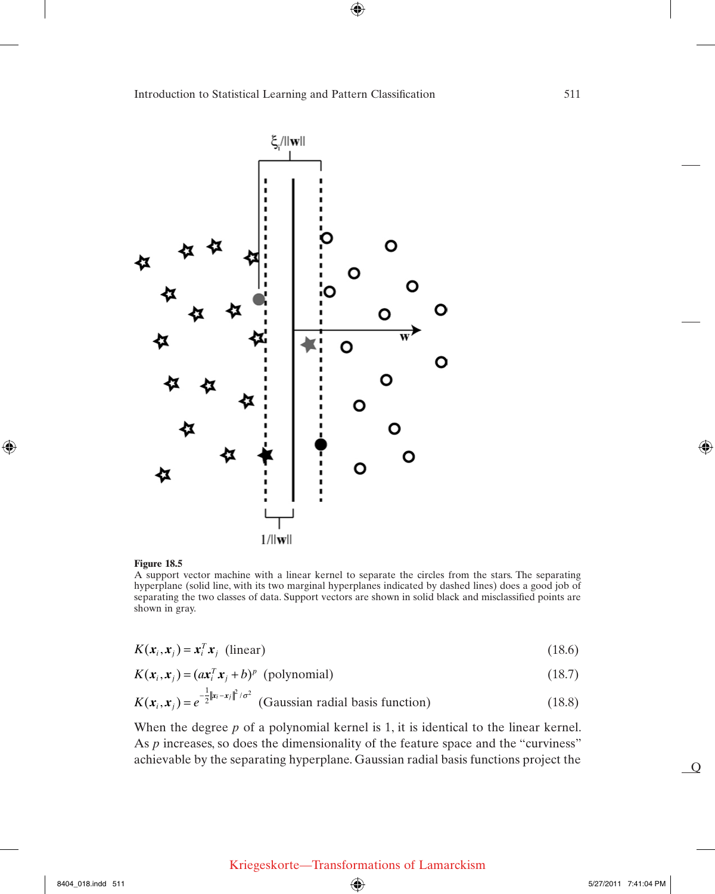**Figure 18.5**
A support vector machine with a linear kernel to separate the circles from the stars. The separating hyperplane (solid line, with its two marginal hyperplanes indicated by dashed lines) does a good job of separating the two classes of data. Support vectors are shown in solid black and misclassified points are shown in gray.

$$K(\boldsymbol{x}_i, \boldsymbol{x}_j) = \boldsymbol{x}_i^T \boldsymbol{x}_j \quad \text{(linear)} \tag{18.6}$$

$$K(\boldsymbol{x}_i, \boldsymbol{x}_j) = (a\boldsymbol{x}_i^T \boldsymbol{x}_j + b)^p \quad \text{(polynomial)} \tag{18.7}$$

$$K(\boldsymbol{x}_i, \boldsymbol{x}_j) = e^{-\frac{1}{2}\|\boldsymbol{x}_i - \boldsymbol{x}_j\|^2/\sigma^2} \quad \text{(Gaussian radial basis function)} \tag{18.8}$$

When the degree $p$ of a polynomial kernel is 1, it is identical to the linear kernel. As $p$ increases, so does the dimensionality of the feature space and the "curviness" achievable by the separating hyperplane. Gaussian radial basis functions project the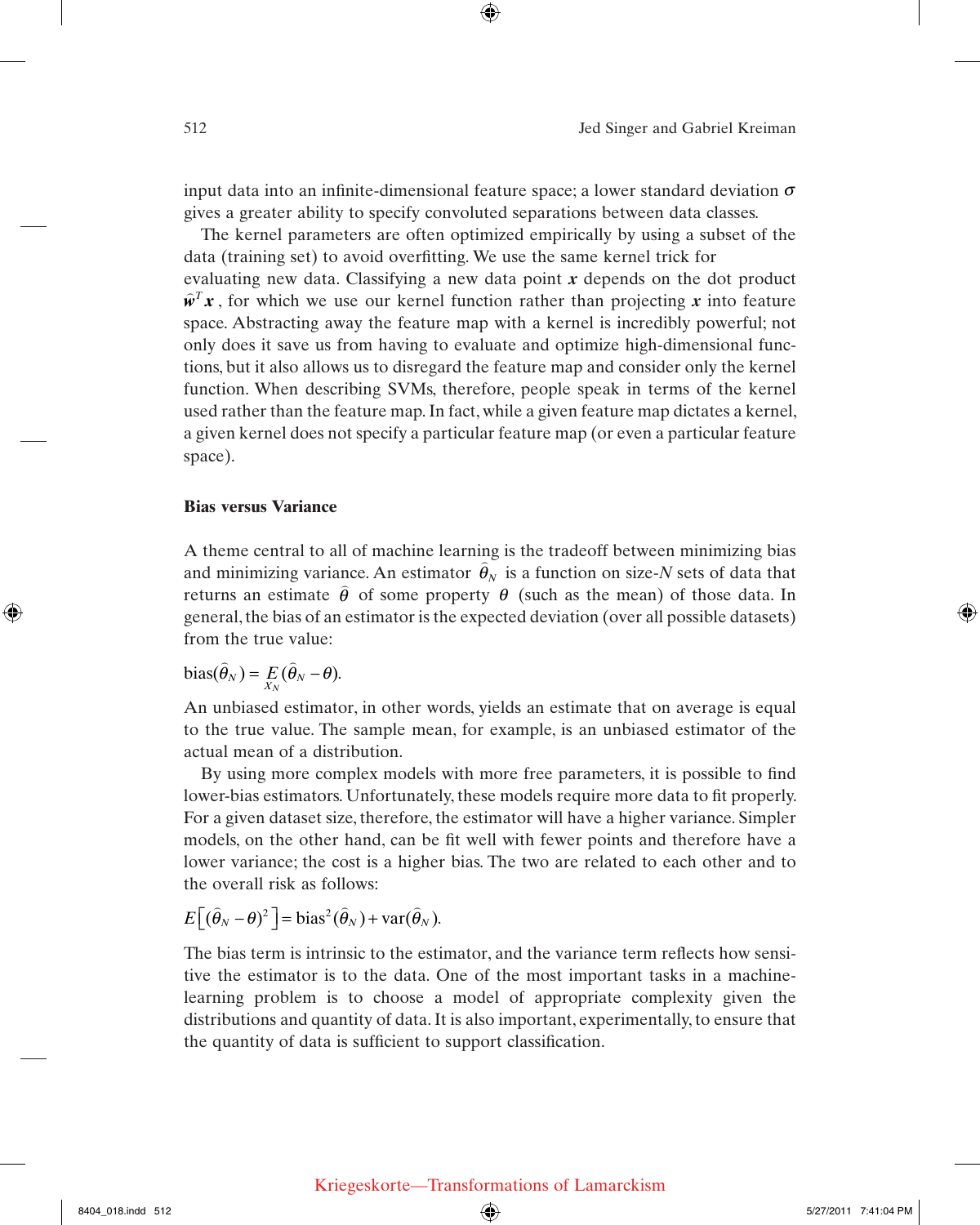input data into an infinite-dimensional feature space; a lower standard deviation $\sigma$ gives a greater ability to specify convoluted separations between data classes.

The kernel parameters are often optimized empirically by using a subset of the data (training set) to avoid overfitting. We use the same kernel trick for evaluating new data. Classifying a new data point $\boldsymbol{x}$ depends on the dot product $\hat{\boldsymbol{w}}^T \boldsymbol{x}$, for which we use our kernel function rather than projecting $\boldsymbol{x}$ into feature space. Abstracting away the feature map with a kernel is incredibly powerful; not only does it save us from having to evaluate and optimize high-dimensional functions, but it also allows us to disregard the feature map and consider only the kernel function. When describing SVMs, therefore, people speak in terms of the kernel used rather than the feature map. In fact, while a given feature map dictates a kernel, a given kernel does not specify a particular feature map (or even a particular feature space).

### Bias versus Variance

A theme central to all of machine learning is the tradeoff between minimizing bias and minimizing variance. An estimator $\hat{\theta}_N$ is a function on size-$N$ sets of data that returns an estimate $\hat{\theta}$ of some property $\theta$ (such as the mean) of those data. In general, the bias of an estimator is the expected deviation (over all possible datasets) from the true value:

$$\text{bias}(\hat{\theta}_N) = \underset{X_N}{E}(\hat{\theta}_N - \theta).$$

An unbiased estimator, in other words, yields an estimate that on average is equal to the true value. The sample mean, for example, is an unbiased estimator of the actual mean of a distribution.

By using more complex models with more free parameters, it is possible to find lower-bias estimators. Unfortunately, these models require more data to fit properly. For a given dataset size, therefore, the estimator will have a higher variance. Simpler models, on the other hand, can be fit well with fewer points and therefore have a lower variance; the cost is a higher bias. The two are related to each other and to the overall risk as follows:

$$E\left[(\hat{\theta}_N - \theta)^2\right] = \text{bias}^2(\hat{\theta}_N) + \text{var}(\hat{\theta}_N).$$

The bias term is intrinsic to the estimator, and the variance term reflects how sensitive the estimator is to the data. One of the most important tasks in a machine-learning problem is to choose a model of appropriate complexity given the distributions and quantity of data. It is also important, experimentally, to ensure that the quantity of data is sufficient to support classification.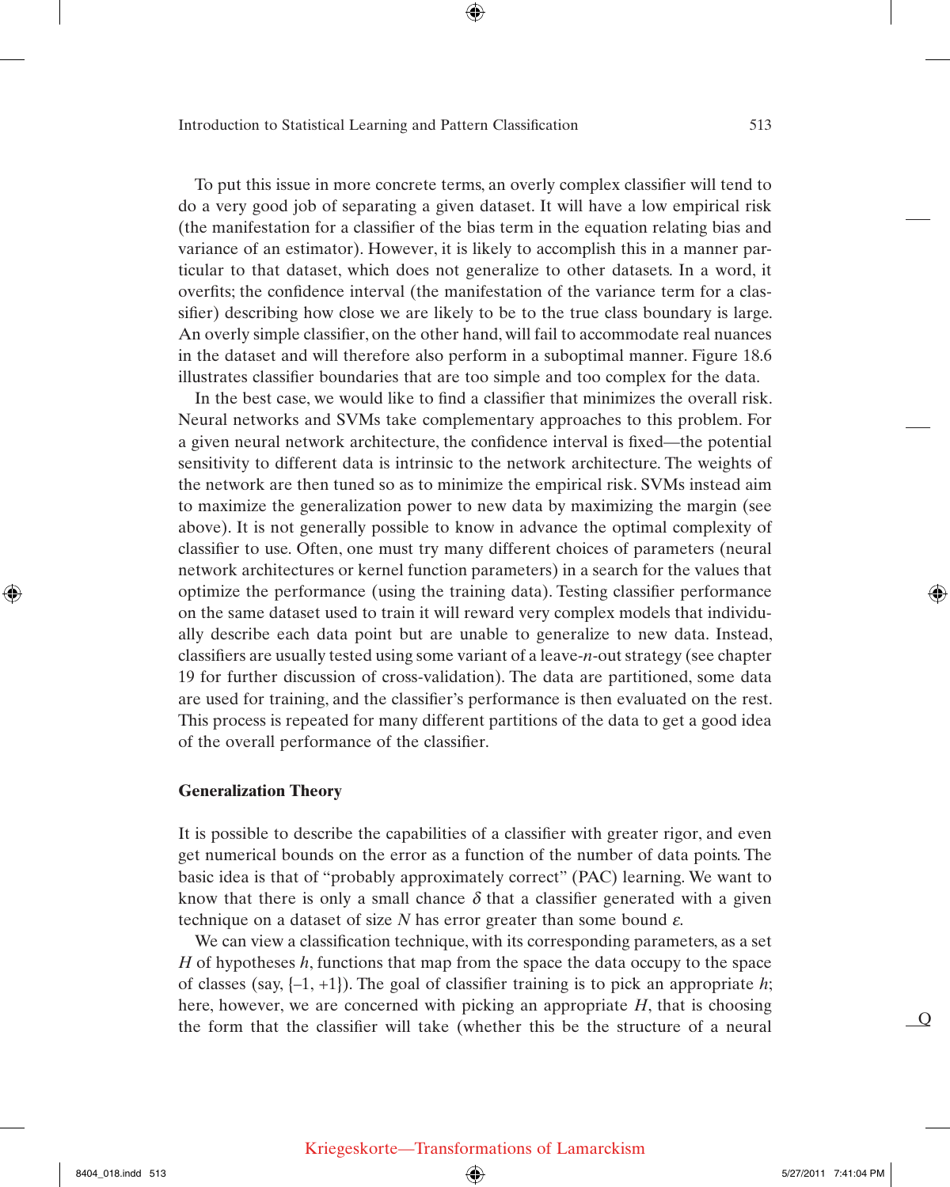To put this issue in more concrete terms, an overly complex classifier will tend to do a very good job of separating a given dataset. It will have a low empirical risk (the manifestation for a classifier of the bias term in the equation relating bias and variance of an estimator). However, it is likely to accomplish this in a manner particular to that dataset, which does not generalize to other datasets. In a word, it overfits; the confidence interval (the manifestation of the variance term for a classifier) describing how close we are likely to be to the true class boundary is large. An overly simple classifier, on the other hand, will fail to accommodate real nuances in the dataset and will therefore also perform in a suboptimal manner. Figure 18.6 illustrates classifier boundaries that are too simple and too complex for the data.

In the best case, we would like to find a classifier that minimizes the overall risk. Neural networks and SVMs take complementary approaches to this problem. For a given neural network architecture, the confidence interval is fixed—the potential sensitivity to different data is intrinsic to the network architecture. The weights of the network are then tuned so as to minimize the empirical risk. SVMs instead aim to maximize the generalization power to new data by maximizing the margin (see above). It is not generally possible to know in advance the optimal complexity of classifier to use. Often, one must try many different choices of parameters (neural network architectures or kernel function parameters) in a search for the values that optimize the performance (using the training data). Testing classifier performance on the same dataset used to train it will reward very complex models that individually describe each data point but are unable to generalize to new data. Instead, classifiers are usually tested using some variant of a leave-$n$-out strategy (see chapter 19 for further discussion of cross-validation). The data are partitioned, some data are used for training, and the classifier's performance is then evaluated on the rest. This process is repeated for many different partitions of the data to get a good idea of the overall performance of the classifier.

## Generalization Theory

It is possible to describe the capabilities of a classifier with greater rigor, and even get numerical bounds on the error as a function of the number of data points. The basic idea is that of "probably approximately correct" (PAC) learning. We want to know that there is only a small chance $\delta$ that a classifier generated with a given technique on a dataset of size $N$ has error greater than some bound $\varepsilon$.

We can view a classification technique, with its corresponding parameters, as a set $H$ of hypotheses $h$, functions that map from the space the data occupy to the space of classes (say, $\{-1, +1\}$). The goal of classifier training is to pick an appropriate $h$; here, however, we are concerned with picking an appropriate $H$, that is choosing the form that the classifier will take (whether this be the structure of a neural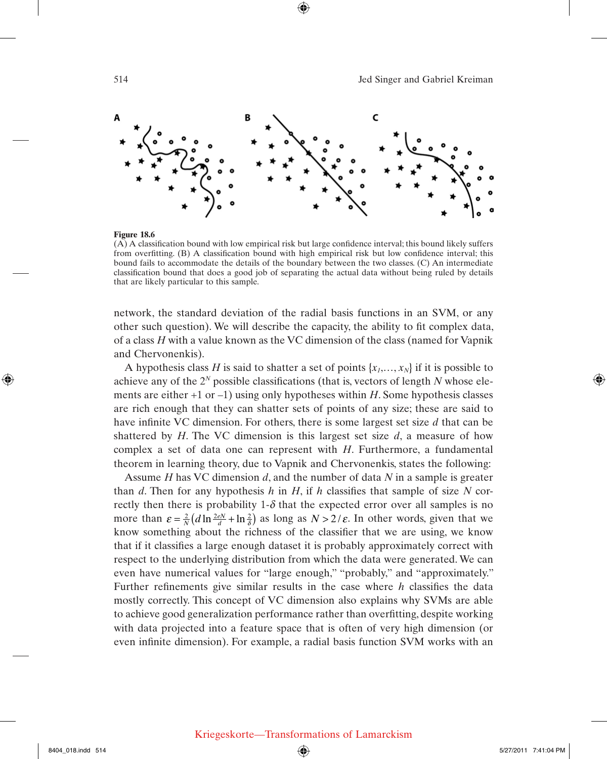**Figure 18.6**
(A) A classification bound with low empirical risk but large confidence interval; this bound likely suffers from overfitting. (B) A classification bound with high empirical risk but low confidence interval; this bound fails to accommodate the details of the boundary between the two classes. (C) An intermediate classification bound that does a good job of separating the actual data without being ruled by details that are likely particular to this sample.

network, the standard deviation of the radial basis functions in an SVM, or any other such question). We will describe the capacity, the ability to fit complex data, of a class $H$ with a value known as the VC dimension of the class (named for Vapnik and Chervonenkis).

A hypothesis class $H$ is said to shatter a set of points $\{x_1,\ldots, x_N\}$ if it is possible to achieve any of the $2^N$ possible classifications (that is, vectors of length $N$ whose elements are either +1 or –1) using only hypotheses within $H$. Some hypothesis classes are rich enough that they can shatter sets of points of any size; these are said to have infinite VC dimension. For others, there is some largest set size $d$ that can be shattered by $H$. The VC dimension is this largest set size $d$, a measure of how complex a set of data one can represent with $H$. Furthermore, a fundamental theorem in learning theory, due to Vapnik and Chervonenkis, states the following:

Assume $H$ has VC dimension $d$, and the number of data $N$ in a sample is greater than $d$. Then for any hypothesis $h$ in $H$, if $h$ classifies that sample of size $N$ correctly then there is probability 1-$\delta$ that the expected error over all samples is no more than $\varepsilon = \frac{2}{N}\left(d \ln \frac{2eN}{d} + \ln \frac{2}{\delta}\right)$ as long as $N > 2/\varepsilon$. In other words, given that we know something about the richness of the classifier that we are using, we know that if it classifies a large enough dataset it is probably approximately correct with respect to the underlying distribution from which the data were generated. We can even have numerical values for "large enough," "probably," and "approximately." Further refinements give similar results in the case where $h$ classifies the data mostly correctly. This concept of VC dimension also explains why SVMs are able to achieve good generalization performance rather than overfitting, despite working with data projected into a feature space that is often of very high dimension (or even infinite dimension). For example, a radial basis function SVM works with an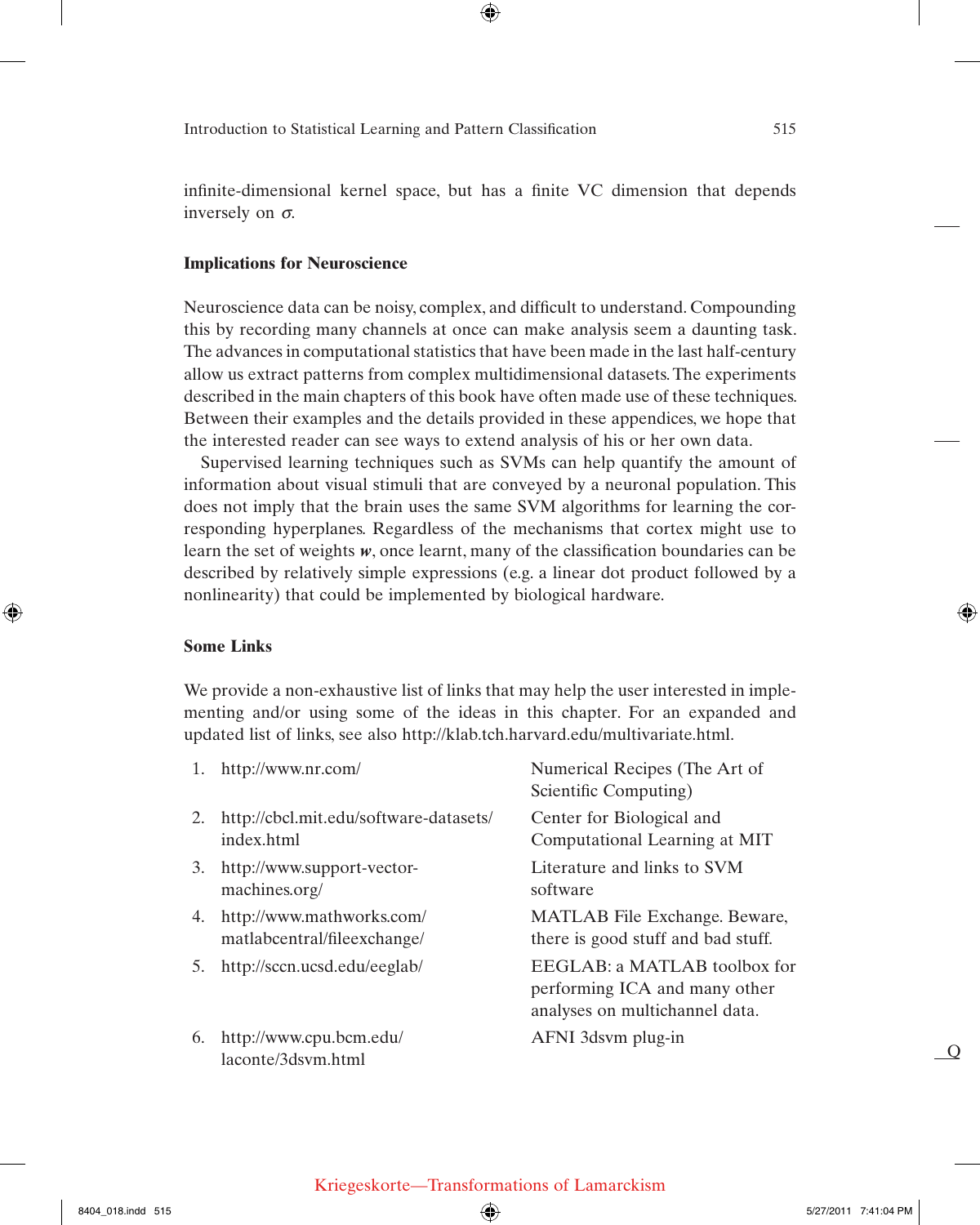infinite-dimensional kernel space, but has a finite VC dimension that depends inversely on $\sigma$.

### Implications for Neuroscience

Neuroscience data can be noisy, complex, and difficult to understand. Compounding this by recording many channels at once can make analysis seem a daunting task. The advances in computational statistics that have been made in the last half-century allow us extract patterns from complex multidimensional datasets. The experiments described in the main chapters of this book have often made use of these techniques. Between their examples and the details provided in these appendices, we hope that the interested reader can see ways to extend analysis of his or her own data.

Supervised learning techniques such as SVMs can help quantify the amount of information about visual stimuli that are conveyed by a neuronal population. This does not imply that the brain uses the same SVM algorithms for learning the corresponding hyperplanes. Regardless of the mechanisms that cortex might use to learn the set of weights $\boldsymbol{w}$, once learnt, many of the classification boundaries can be described by relatively simple expressions (e.g. a linear dot product followed by a nonlinearity) that could be implemented by biological hardware.

### Some Links

We provide a non-exhaustive list of links that may help the user interested in implementing and/or using some of the ideas in this chapter. For an expanded and updated list of links, see also http://klab.tch.harvard.edu/multivariate.html.

1. http://www.nr.com/ — Numerical Recipes (The Art of Scientific Computing)
2. http://cbcl.mit.edu/software-datasets/index.html — Center for Biological and Computational Learning at MIT
3. http://www.support-vector-machines.org/ — Literature and links to SVM software
4. http://www.mathworks.com/matlabcentral/fileexchange/ — MATLAB File Exchange. Beware, there is good stuff and bad stuff.
5. http://sccn.ucsd.edu/eeglab/ — EEGLAB: a MATLAB toolbox for performing ICA and many other analyses on multichannel data.
6. http://www.cpu.bcm.edu/laconte/3dsvm.html — AFNI 3dsvm plug-in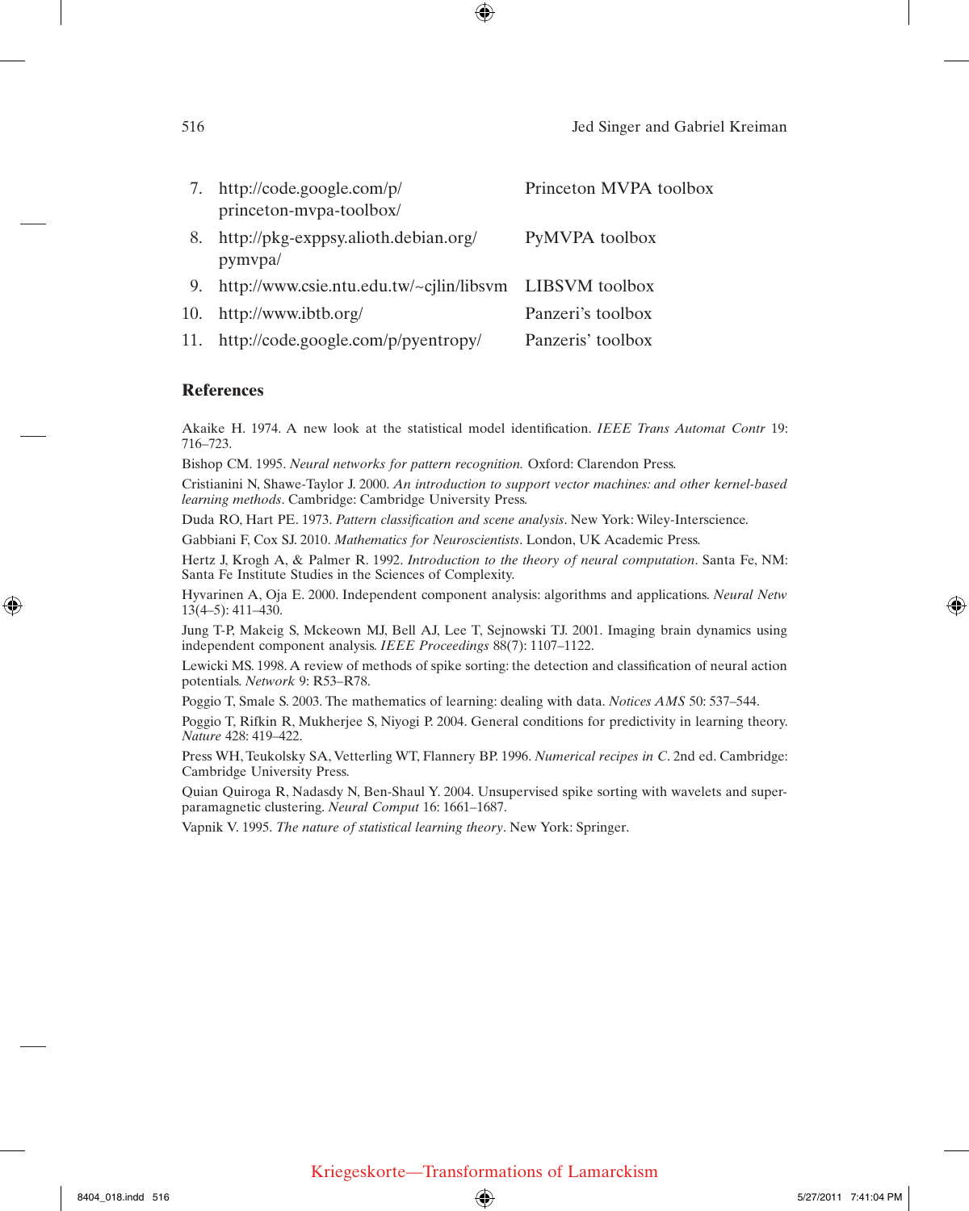7. http://code.google.com/p/princeton-mvpa-toolbox/ — Princeton MVPA toolbox
8. http://pkg-exppsy.alioth.debian.org/pymvpa/ — PyMVPA toolbox
9. http://www.csie.ntu.edu.tw/~cjlin/libsvm — LIBSVM toolbox
10. http://www.ibtb.org/ — Panzeri's toolbox
11. http://code.google.com/p/pyentropy/ — Panzeris' toolbox

## References

Akaike H. 1974. A new look at the statistical model identification. *IEEE Trans Automat Contr* 19: 716–723.

Bishop CM. 1995. *Neural networks for pattern recognition.* Oxford: Clarendon Press.

Cristianini N, Shawe-Taylor J. 2000. *An introduction to support vector machines: and other kernel-based learning methods*. Cambridge: Cambridge University Press.

Duda RO, Hart PE. 1973. *Pattern classification and scene analysis*. New York: Wiley-Interscience.

Gabbiani F, Cox SJ. 2010. *Mathematics for Neuroscientists*. London, UK Academic Press.

Hertz J, Krogh A, & Palmer R. 1992. *Introduction to the theory of neural computation*. Santa Fe, NM: Santa Fe Institute Studies in the Sciences of Complexity.

Hyvarinen A, Oja E. 2000. Independent component analysis: algorithms and applications. *Neural Netw* 13(4–5): 411–430.

Jung T-P, Makeig S, Mckeown MJ, Bell AJ, Lee T, Sejnowski TJ. 2001. Imaging brain dynamics using independent component analysis. *IEEE Proceedings* 88(7): 1107–1122.

Lewicki MS. 1998. A review of methods of spike sorting: the detection and classification of neural action potentials. *Network* 9: R53–R78.

Poggio T, Smale S. 2003. The mathematics of learning: dealing with data. *Notices AMS* 50: 537–544.

Poggio T, Rifkin R, Mukherjee S, Niyogi P. 2004. General conditions for predictivity in learning theory. *Nature* 428: 419–422.

Press WH, Teukolsky SA, Vetterling WT, Flannery BP. 1996. *Numerical recipes in C*. 2nd ed. Cambridge: Cambridge University Press.

Quian Quiroga R, Nadasdy N, Ben-Shaul Y. 2004. Unsupervised spike sorting with wavelets and superparamagnetic clustering. *Neural Comput* 16: 1661–1687.

Vapnik V. 1995. *The nature of statistical learning theory*. New York: Springer.